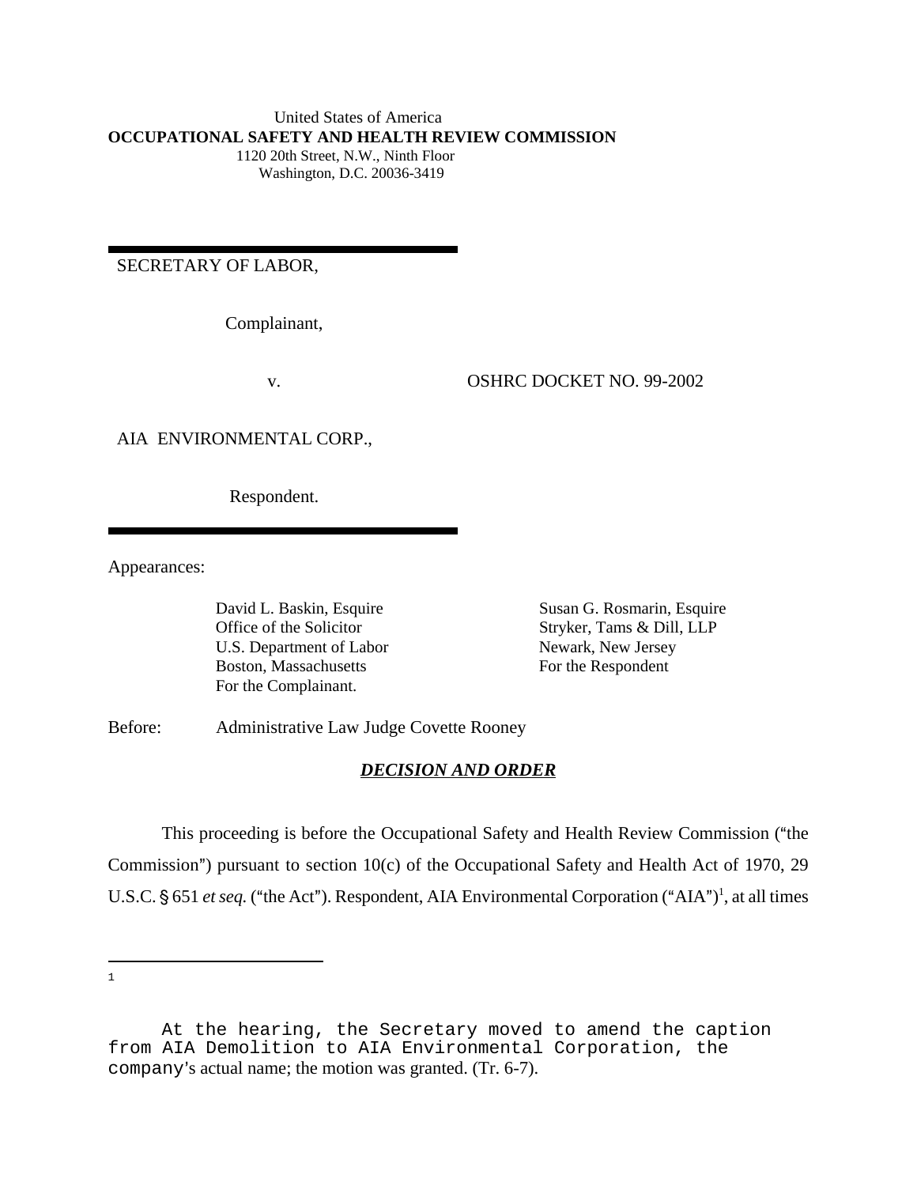United States of America
**OCCUPATIONAL SAFETY AND HEALTH REVIEW COMMISSION**
1120 20th Street, N.W., Ninth Floor
Washington, D.C. 20036-3419

SECRETARY OF LABOR,

Complainant,

v. OSHRC DOCKET NO. 99-2002

AIA ENVIRONMENTAL CORP.,

Respondent.

Appearances:

David L. Baskin, Esquire
Office of the Solicitor
U.S. Department of Labor
Boston, Massachusetts
For the Complainant.

Susan G. Rosmarin, Esquire
Stryker, Tams & Dill, LLP
Newark, New Jersey
For the Respondent

Before: Administrative Law Judge Covette Rooney

## ***DECISION AND ORDER***

This proceeding is before the Occupational Safety and Health Review Commission ("the Commission") pursuant to section 10(c) of the Occupational Safety and Health Act of 1970, 29 U.S.C. § 651 *et seq.* ("the Act"). Respondent, AIA Environmental Corporation ("AIA")[1], at all times

[1] At the hearing, the Secretary moved to amend the caption from AIA Demolition to AIA Environmental Corporation, the company's actual name; the motion was granted. (Tr. 6-7).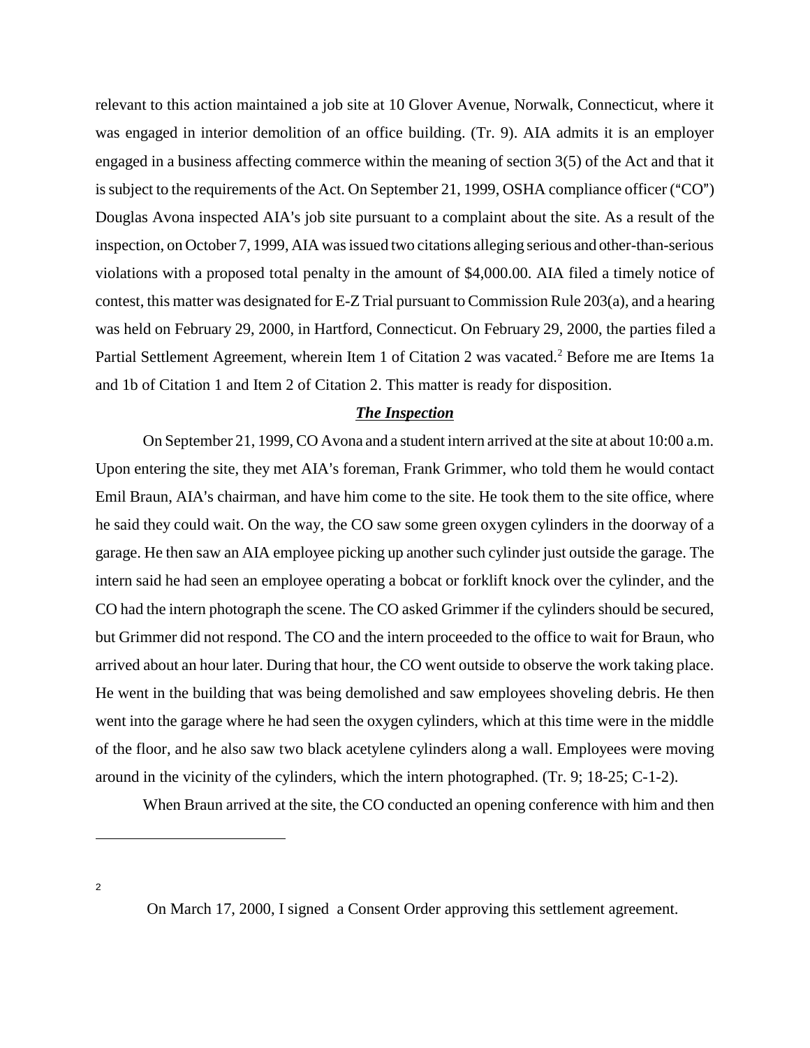relevant to this action maintained a job site at 10 Glover Avenue, Norwalk, Connecticut, where it was engaged in interior demolition of an office building. (Tr. 9). AIA admits it is an employer engaged in a business affecting commerce within the meaning of section 3(5) of the Act and that it is subject to the requirements of the Act. On September 21, 1999, OSHA compliance officer ("CO") Douglas Avona inspected AIA's job site pursuant to a complaint about the site. As a result of the inspection, on October 7, 1999, AIA was issued two citations alleging serious and other-than-serious violations with a proposed total penalty in the amount of $4,000.00. AIA filed a timely notice of contest, this matter was designated for E-Z Trial pursuant to Commission Rule 203(a), and a hearing was held on February 29, 2000, in Hartford, Connecticut. On February 29, 2000, the parties filed a Partial Settlement Agreement, wherein Item 1 of Citation 2 was vacated.[2] Before me are Items 1a and 1b of Citation 1 and Item 2 of Citation 2. This matter is ready for disposition.

## ***The Inspection***

On September 21, 1999, CO Avona and a student intern arrived at the site at about 10:00 a.m. Upon entering the site, they met AIA's foreman, Frank Grimmer, who told them he would contact Emil Braun, AIA's chairman, and have him come to the site. He took them to the site office, where he said they could wait. On the way, the CO saw some green oxygen cylinders in the doorway of a garage. He then saw an AIA employee picking up another such cylinder just outside the garage. The intern said he had seen an employee operating a bobcat or forklift knock over the cylinder, and the CO had the intern photograph the scene. The CO asked Grimmer if the cylinders should be secured, but Grimmer did not respond. The CO and the intern proceeded to the office to wait for Braun, who arrived about an hour later. During that hour, the CO went outside to observe the work taking place. He went in the building that was being demolished and saw employees shoveling debris. He then went into the garage where he had seen the oxygen cylinders, which at this time were in the middle of the floor, and he also saw two black acetylene cylinders along a wall. Employees were moving around in the vicinity of the cylinders, which the intern photographed. (Tr. 9; 18-25; C-1-2).

When Braun arrived at the site, the CO conducted an opening conference with him and then

---

[2] On March 17, 2000, I signed a Consent Order approving this settlement agreement.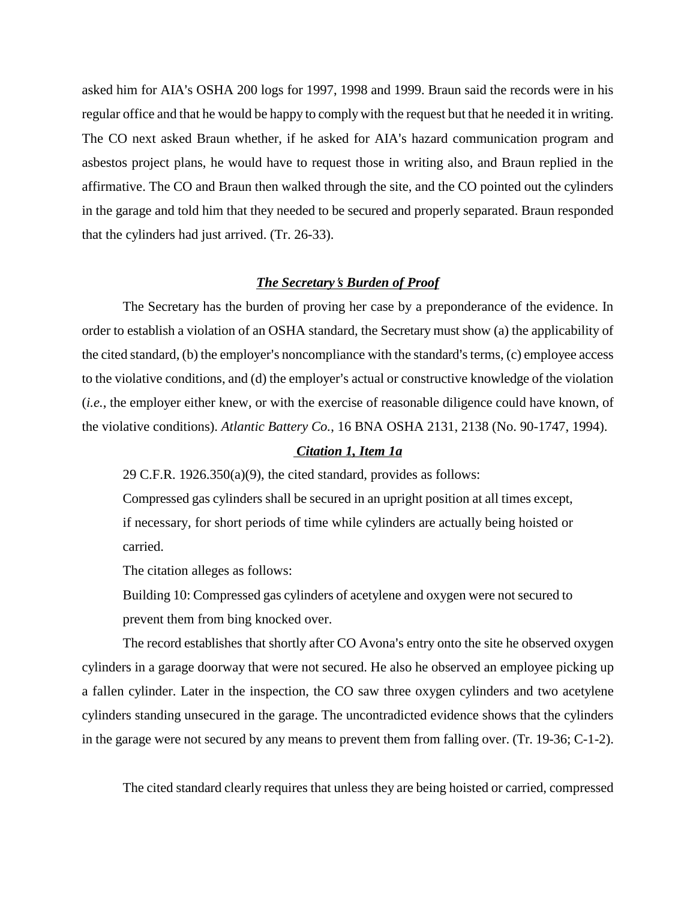asked him for AIA's OSHA 200 logs for 1997, 1998 and 1999. Braun said the records were in his regular office and that he would be happy to comply with the request but that he needed it in writing. The CO next asked Braun whether, if he asked for AIA's hazard communication program and asbestos project plans, he would have to request those in writing also, and Braun replied in the affirmative. The CO and Braun then walked through the site, and the CO pointed out the cylinders in the garage and told him that they needed to be secured and properly separated. Braun responded that the cylinders had just arrived. (Tr. 26-33).

***The Secretary's Burden of Proof***

The Secretary has the burden of proving her case by a preponderance of the evidence. In order to establish a violation of an OSHA standard, the Secretary must show (a) the applicability of the cited standard, (b) the employer's noncompliance with the standard's terms, (c) employee access to the violative conditions, and (d) the employer's actual or constructive knowledge of the violation (*i.e.*, the employer either knew, or with the exercise of reasonable diligence could have known, of the violative conditions). *Atlantic Battery Co.*, 16 BNA OSHA 2131, 2138 (No. 90-1747, 1994).

***Citation 1, Item 1a***

29 C.F.R. 1926.350(a)(9), the cited standard, provides as follows:

> Compressed gas cylinders shall be secured in an upright position at all times except, if necessary, for short periods of time while cylinders are actually being hoisted or carried.

The citation alleges as follows:

> Building 10: Compressed gas cylinders of acetylene and oxygen were not secured to prevent them from bing knocked over.

The record establishes that shortly after CO Avona's entry onto the site he observed oxygen cylinders in a garage doorway that were not secured. He also he observed an employee picking up a fallen cylinder. Later in the inspection, the CO saw three oxygen cylinders and two acetylene cylinders standing unsecured in the garage. The uncontradicted evidence shows that the cylinders in the garage were not secured by any means to prevent them from falling over. (Tr. 19-36; C-1-2).

The cited standard clearly requires that unless they are being hoisted or carried, compressed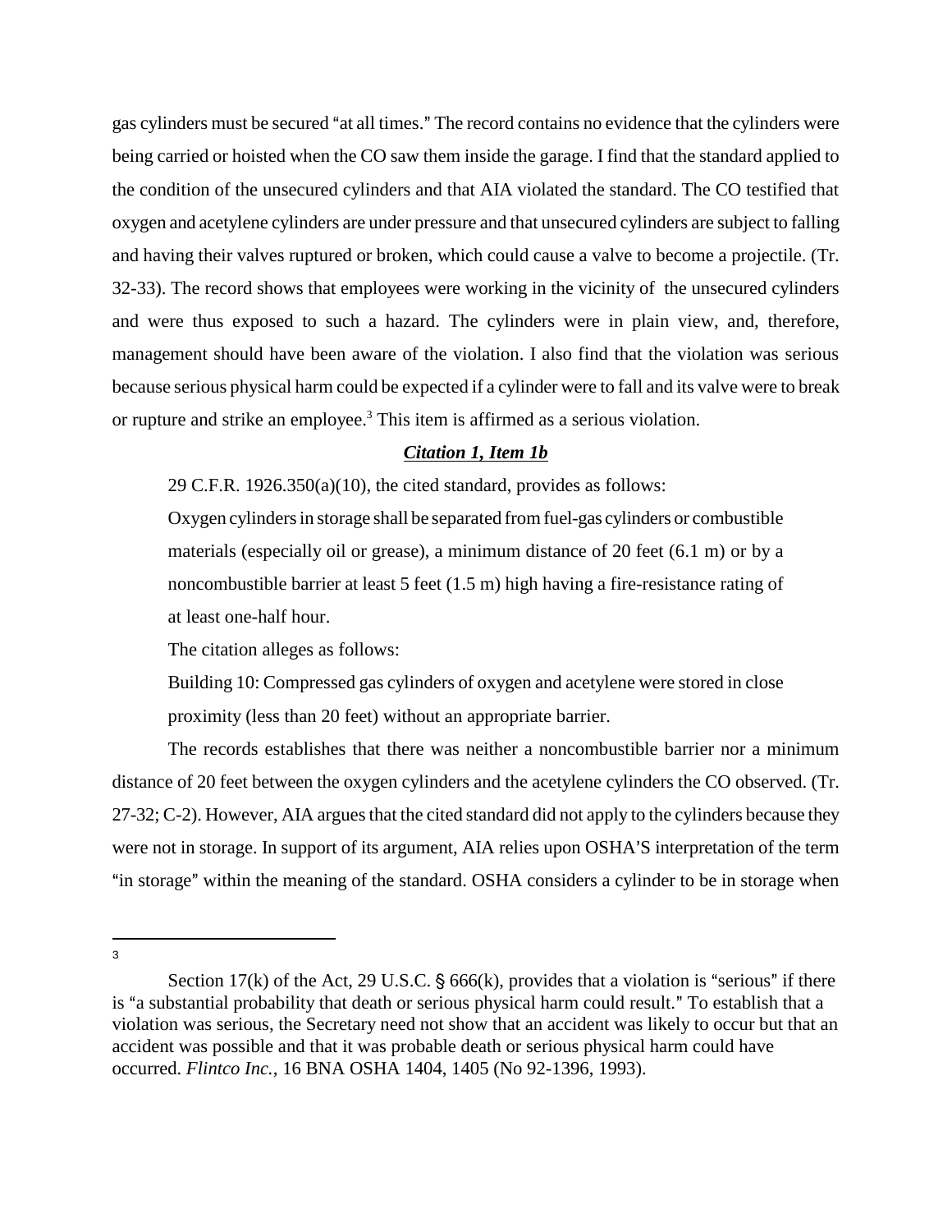gas cylinders must be secured "at all times." The record contains no evidence that the cylinders were being carried or hoisted when the CO saw them inside the garage. I find that the standard applied to the condition of the unsecured cylinders and that AIA violated the standard. The CO testified that oxygen and acetylene cylinders are under pressure and that unsecured cylinders are subject to falling and having their valves ruptured or broken, which could cause a valve to become a projectile. (Tr. 32-33). The record shows that employees were working in the vicinity of the unsecured cylinders and were thus exposed to such a hazard. The cylinders were in plain view, and, therefore, management should have been aware of the violation. I also find that the violation was serious because serious physical harm could be expected if a cylinder were to fall and its valve were to break or rupture and strike an employee.[3] This item is affirmed as a serious violation.

### ***Citation 1, Item 1b***

29 C.F.R. 1926.350(a)(10), the cited standard, provides as follows:

> Oxygen cylinders in storage shall be separated from fuel-gas cylinders or combustible materials (especially oil or grease), a minimum distance of 20 feet (6.1 m) or by a noncombustible barrier at least 5 feet (1.5 m) high having a fire-resistance rating of at least one-half hour.

The citation alleges as follows:

> Building 10: Compressed gas cylinders of oxygen and acetylene were stored in close proximity (less than 20 feet) without an appropriate barrier.

The records establishes that there was neither a noncombustible barrier nor a minimum distance of 20 feet between the oxygen cylinders and the acetylene cylinders the CO observed. (Tr. 27-32; C-2). However, AIA argues that the cited standard did not apply to the cylinders because they were not in storage. In support of its argument, AIA relies upon OSHA'S interpretation of the term "in storage" within the meaning of the standard. OSHA considers a cylinder to be in storage when

---

[3] Section 17(k) of the Act, 29 U.S.C. § 666(k), provides that a violation is "serious" if there is "a substantial probability that death or serious physical harm could result." To establish that a violation was serious, the Secretary need not show that an accident was likely to occur but that an accident was possible and that it was probable death or serious physical harm could have occurred. *Flintco Inc.,* 16 BNA OSHA 1404, 1405 (No 92-1396, 1993).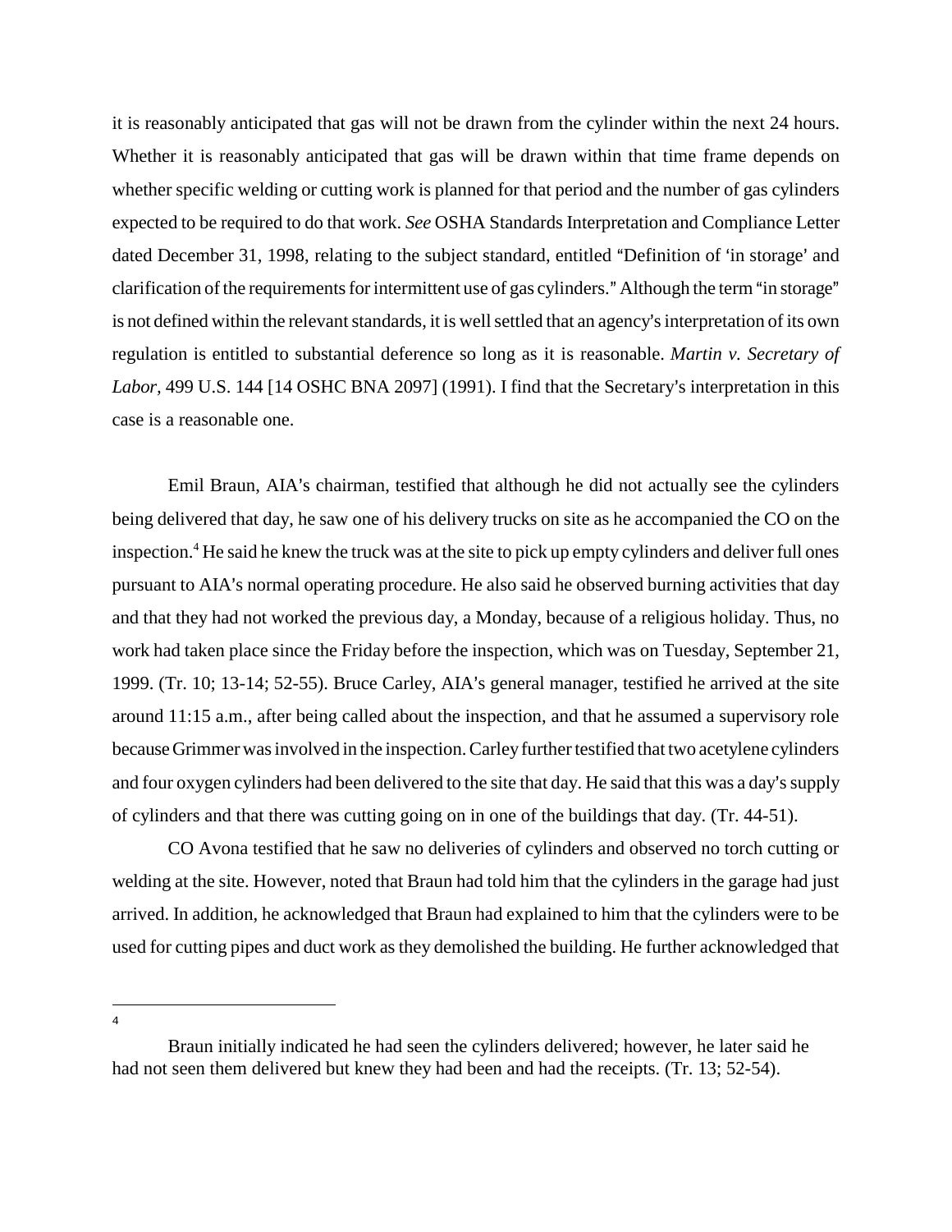it is reasonably anticipated that gas will not be drawn from the cylinder within the next 24 hours. Whether it is reasonably anticipated that gas will be drawn within that time frame depends on whether specific welding or cutting work is planned for that period and the number of gas cylinders expected to be required to do that work. *See* OSHA Standards Interpretation and Compliance Letter dated December 31, 1998, relating to the subject standard, entitled "Definition of 'in storage' and clarification of the requirements for intermittent use of gas cylinders." Although the term "in storage" is not defined within the relevant standards, it is well settled that an agency's interpretation of its own regulation is entitled to substantial deference so long as it is reasonable. *Martin v. Secretary of Labor*, 499 U.S. 144 [14 OSHC BNA 2097] (1991). I find that the Secretary's interpretation in this case is a reasonable one.

Emil Braun, AIA's chairman, testified that although he did not actually see the cylinders being delivered that day, he saw one of his delivery trucks on site as he accompanied the CO on the inspection.[4] He said he knew the truck was at the site to pick up empty cylinders and deliver full ones pursuant to AIA's normal operating procedure. He also said he observed burning activities that day and that they had not worked the previous day, a Monday, because of a religious holiday. Thus, no work had taken place since the Friday before the inspection, which was on Tuesday, September 21, 1999. (Tr. 10; 13-14; 52-55). Bruce Carley, AIA's general manager, testified he arrived at the site around 11:15 a.m., after being called about the inspection, and that he assumed a supervisory role because Grimmer was involved in the inspection. Carley further testified that two acetylene cylinders and four oxygen cylinders had been delivered to the site that day. He said that this was a day's supply of cylinders and that there was cutting going on in one of the buildings that day. (Tr. 44-51).

CO Avona testified that he saw no deliveries of cylinders and observed no torch cutting or welding at the site. However, noted that Braun had told him that the cylinders in the garage had just arrived. In addition, he acknowledged that Braun had explained to him that the cylinders were to be used for cutting pipes and duct work as they demolished the building. He further acknowledged that

---

[4] Braun initially indicated he had seen the cylinders delivered; however, he later said he had not seen them delivered but knew they had been and had the receipts. (Tr. 13; 52-54).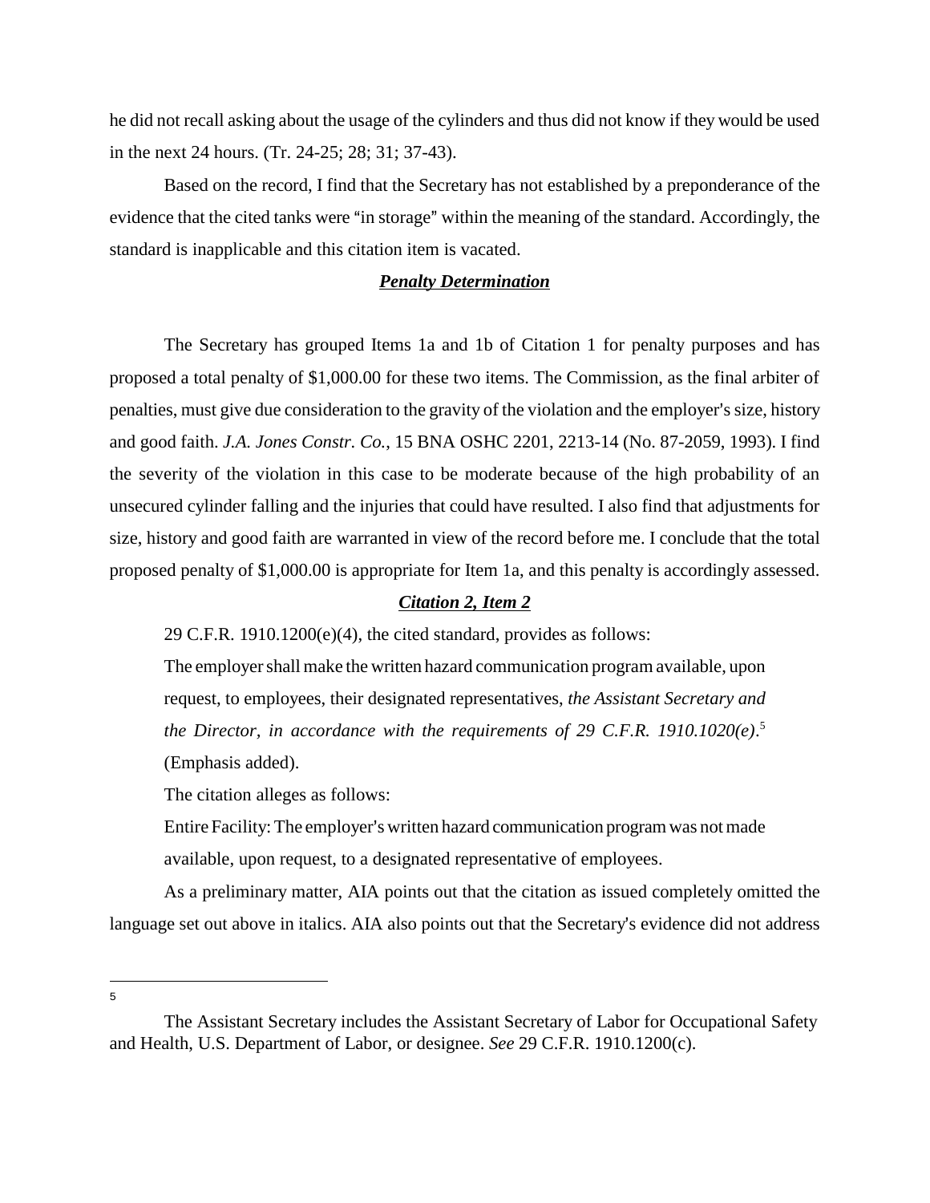he did not recall asking about the usage of the cylinders and thus did not know if they would be used in the next 24 hours. (Tr. 24-25; 28; 31; 37-43).

Based on the record, I find that the Secretary has not established by a preponderance of the evidence that the cited tanks were "in storage" within the meaning of the standard. Accordingly, the standard is inapplicable and this citation item is vacated.

### ***Penalty Determination***

The Secretary has grouped Items 1a and 1b of Citation 1 for penalty purposes and has proposed a total penalty of $1,000.00 for these two items. The Commission, as the final arbiter of penalties, must give due consideration to the gravity of the violation and the employer's size, history and good faith. *J.A. Jones Constr. Co.*, 15 BNA OSHC 2201, 2213-14 (No. 87-2059, 1993). I find the severity of the violation in this case to be moderate because of the high probability of an unsecured cylinder falling and the injuries that could have resulted. I also find that adjustments for size, history and good faith are warranted in view of the record before me. I conclude that the total proposed penalty of $1,000.00 is appropriate for Item 1a, and this penalty is accordingly assessed.

### ***Citation 2, Item 2***

29 C.F.R. 1910.1200(e)(4), the cited standard, provides as follows:

> The employer shall make the written hazard communication program available, upon request, to employees, their designated representatives, *the Assistant Secretary and the Director, in accordance with the requirements of 29 C.F.R. 1910.1020(e)*.[5] (Emphasis added).

The citation alleges as follows:

> Entire Facility: The employer's written hazard communication program was not made available, upon request, to a designated representative of employees.

As a preliminary matter, AIA points out that the citation as issued completely omitted the language set out above in italics. AIA also points out that the Secretary's evidence did not address

---

[5] The Assistant Secretary includes the Assistant Secretary of Labor for Occupational Safety and Health, U.S. Department of Labor, or designee. *See* 29 C.F.R. 1910.1200(c).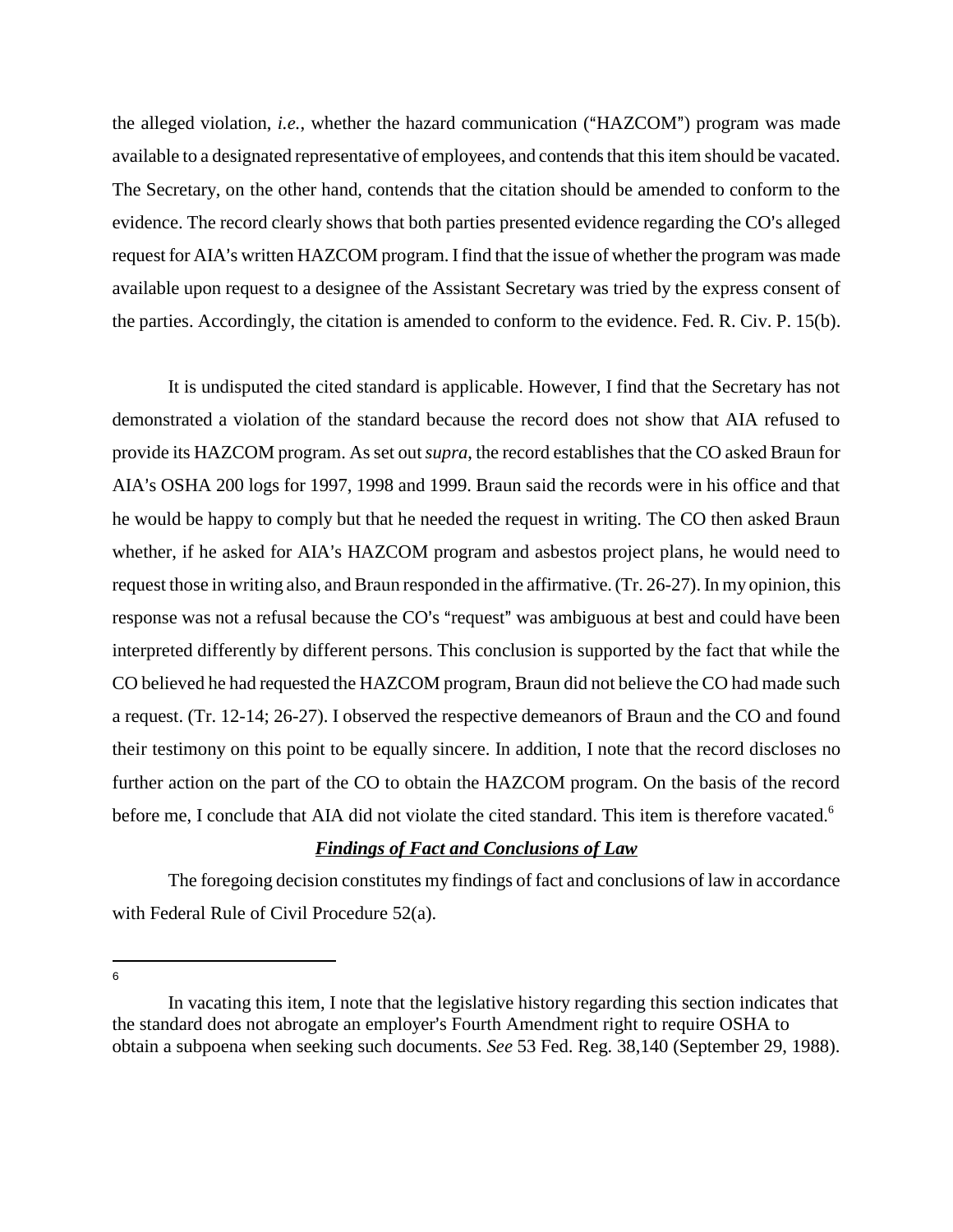the alleged violation, *i.e.*, whether the hazard communication ("HAZCOM") program was made available to a designated representative of employees, and contends that this item should be vacated. The Secretary, on the other hand, contends that the citation should be amended to conform to the evidence. The record clearly shows that both parties presented evidence regarding the CO's alleged request for AIA's written HAZCOM program. I find that the issue of whether the program was made available upon request to a designee of the Assistant Secretary was tried by the express consent of the parties. Accordingly, the citation is amended to conform to the evidence. Fed. R. Civ. P. 15(b).

It is undisputed the cited standard is applicable. However, I find that the Secretary has not demonstrated a violation of the standard because the record does not show that AIA refused to provide its HAZCOM program. As set out *supra*, the record establishes that the CO asked Braun for AIA's OSHA 200 logs for 1997, 1998 and 1999. Braun said the records were in his office and that he would be happy to comply but that he needed the request in writing. The CO then asked Braun whether, if he asked for AIA's HAZCOM program and asbestos project plans, he would need to request those in writing also, and Braun responded in the affirmative. (Tr. 26-27). In my opinion, this response was not a refusal because the CO's "request" was ambiguous at best and could have been interpreted differently by different persons. This conclusion is supported by the fact that while the CO believed he had requested the HAZCOM program, Braun did not believe the CO had made such a request. (Tr. 12-14; 26-27). I observed the respective demeanors of Braun and the CO and found their testimony on this point to be equally sincere. In addition, I note that the record discloses no further action on the part of the CO to obtain the HAZCOM program. On the basis of the record before me, I conclude that AIA did not violate the cited standard. This item is therefore vacated.[6]

## ***Findings of Fact and Conclusions of Law***

The foregoing decision constitutes my findings of fact and conclusions of law in accordance with Federal Rule of Civil Procedure 52(a).

---

6

In vacating this item, I note that the legislative history regarding this section indicates that the standard does not abrogate an employer's Fourth Amendment right to require OSHA to obtain a subpoena when seeking such documents. *See* 53 Fed. Reg. 38,140 (September 29, 1988).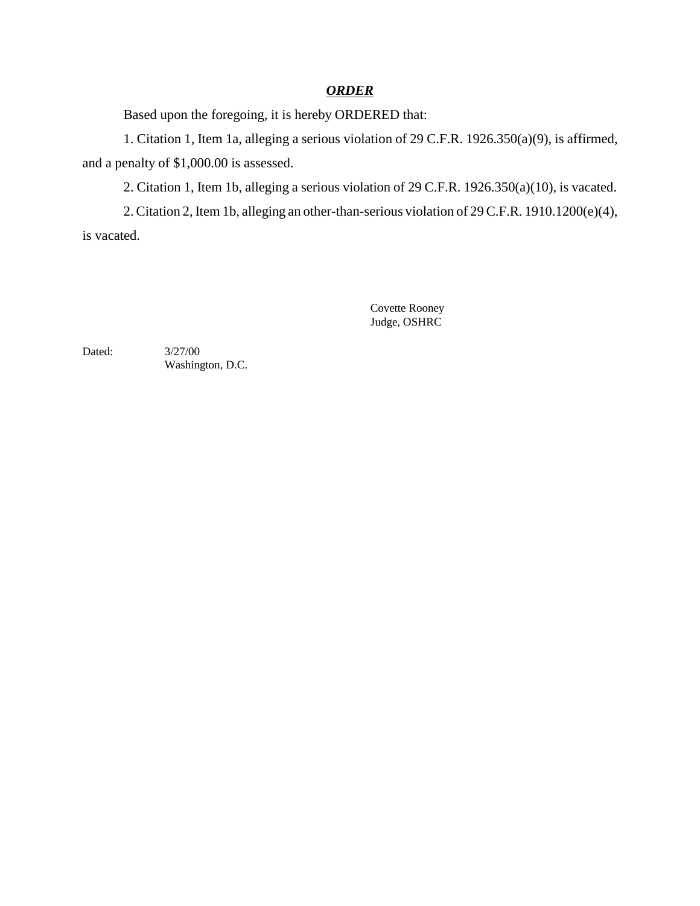## ***ORDER***

Based upon the foregoing, it is hereby ORDERED that:

1. Citation 1, Item 1a, alleging a serious violation of 29 C.F.R. 1926.350(a)(9), is affirmed, and a penalty of $1,000.00 is assessed.

2. Citation 1, Item 1b, alleging a serious violation of 29 C.F.R. 1926.350(a)(10), is vacated.

2. Citation 2, Item 1b, alleging an other-than-serious violation of 29 C.F.R. 1910.1200(e)(4), is vacated.

Covette Rooney
Judge, OSHRC

Dated: 3/27/00
Washington, D.C.